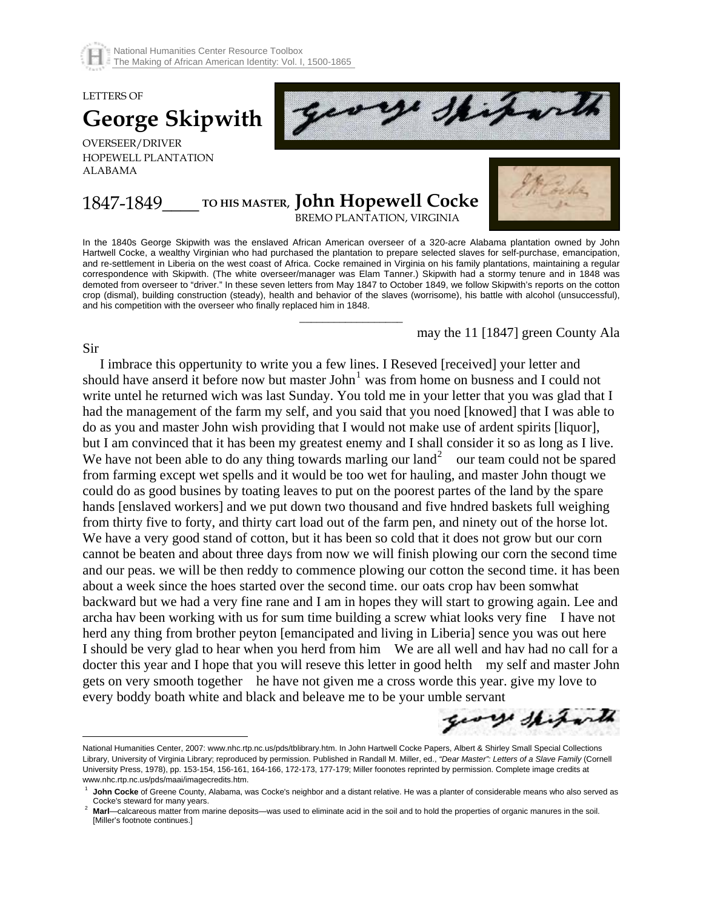National Humanities Center Resource Toolbox
The Making of African American Identity: Vol. I, 1500-1865

LETTERS OF

# George Skipwith

OVERSEER/DRIVER
HOPEWELL PLANTATION
ALABAMA

## 1847-1849____ TO HIS MASTER, John Hopewell Cocke

BREMO PLANTATION, VIRGINIA

In the 1840s George Skipwith was the enslaved African American overseer of a 320-acre Alabama plantation owned by John Hartwell Cocke, a wealthy Virginian who had purchased the plantation to prepare selected slaves for self-purchase, emancipation, and re-settlement in Liberia on the west coast of Africa. Cocke remained in Virginia on his family plantations, maintaining a regular correspondence with Skipwith. (The white overseer/manager was Elam Tanner.) Skipwith had a stormy tenure and in 1848 was demoted from overseer to "driver." In these seven letters from May 1847 to October 1849, we follow Skipwith's reports on the cotton crop (dismal), building construction (steady), health and behavior of the slaves (worrisome), his battle with alcohol (unsuccessful), and his competition with the overseer who finally replaced him in 1848.

---

may the 11 [1847] green County Ala

Sir

I imbrace this oppertunity to write you a few lines. I Reseved [received] your letter and should have anserd it before now but master John[1] was from home on busness and I could not write untel he returned wich was last Sunday. You told me in your letter that you was glad that I had the management of the farm my self, and you said that you noed [knowed] that I was able to do as you and master John wish providing that I would not make use of ardent spirits [liquor], but I am convinced that it has been my greatest enemy and I shall consider it so as long as I live. We have not been able to do any thing towards marling our land[2] our team could not be spared from farming except wet spells and it would be too wet for hauling, and master John thougt we could do as good busines by toating leaves to put on the poorest partes of the land by the spare hands [enslaved workers] and we put down two thousand and five hndred baskets full weighing from thirty five to forty, and thirty cart load out of the farm pen, and ninety out of the horse lot. We have a very good stand of cotton, but it has been so cold that it does not grow but our corn cannot be beaten and about three days from now we will finish plowing our corn the second time and our peas. we will be then reddy to commence plowing our cotton the second time. it has been about a week since the hoes started over the second time. our oats crop hav been somwhat backward but we had a very fine rane and I am in hopes they will start to growing again. Lee and archa hav been working with us for sum time building a screw whiat looks very fine I have not herd any thing from brother peyton [emancipated and living in Liberia] sence you was out here I should be very glad to hear when you herd from him We are all well and hav had no call for a docter this year and I hope that you will reseve this letter in good helth my self and master John gets on very smooth together he have not given me a cross worde this year. give my love to every boddy boath white and black and beleave me to be your umble servant

George Skipwith

---

National Humanities Center, 2007: www.nhc.rtp.nc.us/pds/tblibrary.htm. In John Hartwell Cocke Papers, Albert & Shirley Small Special Collections Library, University of Virginia Library; reproduced by permission. Published in Randall M. Miller, ed., *"Dear Master": Letters of a Slave Family* (Cornell University Press, 1978), pp. 153-154, 156-161, 164-166, 172-173, 177-179; Miller foonotes reprinted by permission. Complete image credits at www.nhc.rtp.nc.us/pds/maai/imagecredits.htm.

[1] **John Cocke** of Greene County, Alabama, was Cocke's neighbor and a distant relative. He was a planter of considerable means who also served as Cocke's steward for many years.

[2] **Marl**—calcareous matter from marine deposits—was used to eliminate acid in the soil and to hold the properties of organic manures in the soil. [Miller's footnote continues.]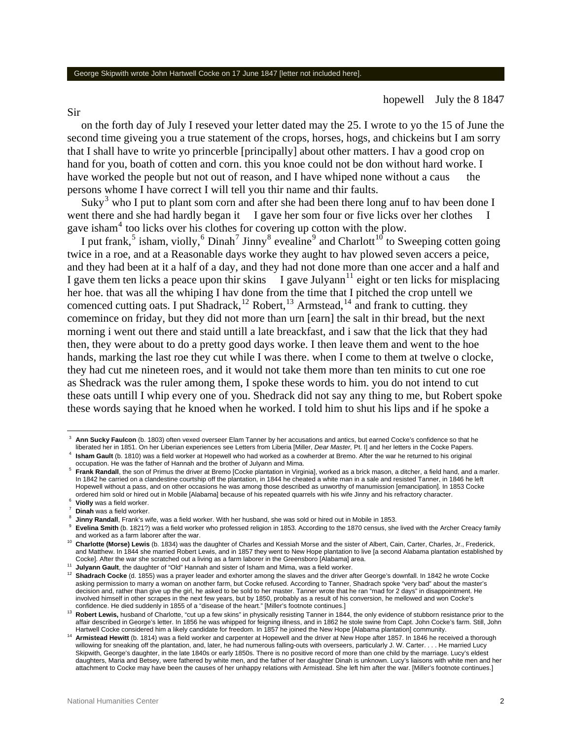George Skipwith wrote John Hartwell Cocke on 17 June 1847 [letter not included here].

hopewell July the 8 1847

Sir

on the forth day of July I reseved your letter dated may the 25. I wrote to yo the 15 of June the second time giveing you a true statement of the crops, horses, hogs, and chickeins but I am sorry that I shall have to write yo princerble [principally] about other matters. I hav a good crop on hand for you, boath of cotten and corn. this you knoe could not be don without hard worke. I have worked the people but not out of reason, and I have whiped none without a caus the persons whome I have correct I will tell you thir name and thir faults.

Suky[3] who I put to plant som corn and after she had been there long anuf to hav been done I went there and she had hardly began it I gave her som four or five licks over her clothes I gave isham[4] too licks over his clothes for covering up cotton with the plow.

I put frank,[5] isham, violly,[6] Dinah[7] Jinny[8] evealine[9] and Charlott[10] to Sweeping cotten going twice in a roe, and at a Reasonable days worke they aught to hav plowed seven accers a peice, and they had been at it a half of a day, and they had not done more than one accer and a half and I gave them ten licks a peace upon thir skins I gave Julyann[11] eight or ten licks for misplacing her hoe. that was all the whiping I hav done from the time that I pitched the crop untell we comenced cutting oats. I put Shadrack,[12] Robert,[13] Armstead,[14] and frank to cutting. they comemince on friday, but they did not more than urn [earn] the salt in thir bread, but the next morning i went out there and staid untill a late breackfast, and i saw that the lick that they had then, they were about to do a pretty good days worke. I then leave them and went to the hoe hands, marking the last roe they cut while I was there. when I come to them at twelve o clocke, they had cut me nineteen roes, and it would not take them more than ten minits to cut one roe as Shedrack was the ruler among them, I spoke these words to him. you do not intend to cut these oats untill I whip every one of you. Shedrack did not say any thing to me, but Robert spoke these words saying that he knoed when he worked. I told him to shut his lips and if he spoke a

---

[3] **Ann Sucky Faulcon** (b. 1803) often vexed overseer Elam Tanner by her accusations and antics, but earned Cocke's confidence so that he liberated her in 1851. On her Liberian experiences see Letters from Liberia [Miller, *Dear Master,* Pt. I] and her letters in the Cocke Papers.

[4] **Isham Gault** (b. 1810) was a field worker at Hopewell who had worked as a cowherder at Bremo. After the war he returned to his original occupation. He was the father of Hannah and the brother of Julyann and Mima.

[5] **Frank Randall**, the son of Primus the driver at Bremo [Cocke plantation in Virginia], worked as a brick mason, a ditcher, a field hand, and a marler. In 1842 he carried on a clandestine courtship off the plantation, in 1844 he cheated a white man in a sale and resisted Tanner, in 1846 he left Hopewell without a pass, and on other occasions he was among those described as unworthy of manumission [emancipation]. In 1853 Cocke ordered him sold or hired out in Mobile [Alabama] because of his repeated quarrels with his wife Jinny and his refractory character.

[6] **Violly** was a field worker.

[7] **Dinah** was a field worker.

[8] **Jinny Randall**, Frank's wife, was a field worker. With her husband, she was sold or hired out in Mobile in 1853.

[9] **Evelina Smith** (b. 1821?) was a field worker who professed religion in 1853. According to the 1870 census, she lived with the Archer Creacy family and worked as a farm laborer after the war.

[10] **Charlotte (Morse) Lewis** (b. 1834) was the daughter of Charles and Kessiah Morse and the sister of Albert, Cain, Carter, Charles, Jr., Frederick, and Matthew. In 1844 she married Robert Lewis, and in 1857 they went to New Hope plantation to live [a second Alabama plantation established by Cocke]. After the war she scratched out a living as a farm laborer in the Greensboro [Alabama] area.

[11] **Julyann Gault**, the daughter of "Old" Hannah and sister of Isham and Mima, was a field worker.

[12] **Shadrach Cocke** (d. 1855) was a prayer leader and exhorter among the slaves and the driver after George's downfall. In 1842 he wrote Cocke asking permission to marry a woman on another farm, but Cocke refused. According to Tanner, Shadrach spoke "very bad" about the master's decision and, rather than give up the girl, he asked to be sold to her master. Tanner wrote that he ran "mad for 2 days" in disappointment. He involved himself in other scrapes in the next few years, but by 1850, probably as a result of his conversion, he mellowed and won Cocke's confidence. He died suddenly in 1855 of a "disease of the heart." [Miller's footnote continues.]

[13] **Robert Lewis,** husband of Charlotte, "cut up a few skins" in physically resisting Tanner in 1844, the only evidence of stubborn resistance prior to the affair described in George's letter. In 1856 he was whipped for feigning illness, and in 1862 he stole swine from Capt. John Cocke's farm. Still, John Hartwell Cocke considered him a likely candidate for freedom. In 1857 he joined the New Hope [Alabama plantation] community.

[14] **Armistead Hewitt** (b. 1814) was a field worker and carpenter at Hopewell and the driver at New Hope after 1857. In 1846 he received a thorough willowing for sneaking off the plantation, and, later, he had numerous falling-outs with overseers, particularly J. W. Carter. . . . He married Lucy Skipwith, George's daughter, in the late 1840s or early 1850s. There is no positive record of more than one child by the marriage. Lucy's eldest daughters, Maria and Betsey, were fathered by white men, and the father of her daughter Dinah is unknown. Lucy's liaisons with white men and her attachment to Cocke may have been the causes of her unhappy relations with Armistead. She left him after the war. [Miller's footnote continues.]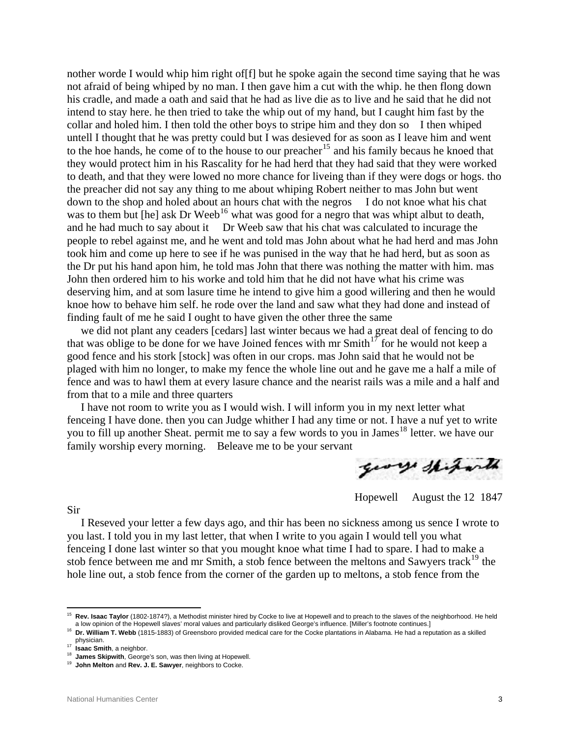nother worde I would whip him right of[f] but he spoke again the second time saying that he was not afraid of being whiped by no man. I then gave him a cut with the whip. he then flong down his cradle, and made a oath and said that he had as live die as to live and he said that he did not intend to stay here. he then tried to take the whip out of my hand, but I caught him fast by the collar and holed him. I then told the other boys to stripe him and they don so   I then whiped untell I thought that he was pretty could but I was desieved for as soon as I leave him and went to the hoe hands, he come of to the house to our preacher[15] and his family becaus he knoed that they would protect him in his Rascality for he had herd that they had said that they were worked to death, and that they were lowed no more chance for liveing than if they were dogs or hogs. tho the preacher did not say any thing to me about whiping Robert neither to mas John but went down to the shop and holed about an hours chat with the negros    I do not knoe what his chat was to them but [he] ask Dr Weeb[16] what was good for a negro that was whipt albut to death, and he had much to say about it    Dr Weeb saw that his chat was calculated to incurage the people to rebel against me, and he went and told mas John about what he had herd and mas John took him and come up here to see if he was punised in the way that he had herd, but as soon as the Dr put his hand apon him, he told mas John that there was nothing the matter with him. mas John then ordered him to his worke and told him that he did not have what his crime was deserving him, and at som lasure time he intend to give him a good willering and then he would knoe how to behave him self. he rode over the land and saw what they had done and instead of finding fault of me he said I ought to have given the other three the same

we did not plant any ceaders [cedars] last winter becaus we had a great deal of fencing to do that was oblige to be done for we have Joined fences with mr Smith[17] for he would not keep a good fence and his stork [stock] was often in our crops. mas John said that he would not be plaged with him no longer, to make my fence the whole line out and he gave me a half a mile of fence and was to hawl them at every lasure chance and the nearist rails was a mile and a half and from that to a mile and three quarters

I have not room to write you as I would wish. I will inform you in my next letter what fenceing I have done. then you can Judge whither I had any time or not. I have a nuf yet to write you to fill up another Sheat. permit me to say a few words to you in James[18] letter. we have our family worship every morning.   Beleave me to be your servant

George Skipwith

Hopewell   August the 12 1847

Sir

I Reseved your letter a few days ago, and thir has been no sickness among us sence I wrote to you last. I told you in my last letter, that when I write to you again I would tell you what fenceing I done last winter so that you mought knoe what time I had to spare. I had to make a stob fence between me and mr Smith, a stob fence between the meltons and Sawyers track[19] the hole line out, a stob fence from the corner of the garden up to meltons, a stob fence from the

---

[15] **Rev. Isaac Taylor** (1802-1874?), a Methodist minister hired by Cocke to live at Hopewell and to preach to the slaves of the neighborhood. He held a low opinion of the Hopewell slaves' moral values and particularly disliked George's influence. [Miller's footnote continues.]

[16] **Dr. William T. Webb** (1815-1883) of Greensboro provided medical care for the Cocke plantations in Alabama. He had a reputation as a skilled physician.

[17] **Isaac Smith**, a neighbor.

[18] **James Skipwith**, George's son, was then living at Hopewell.

[19] **John Melton** and **Rev. J. E. Sawyer**, neighbors to Cocke.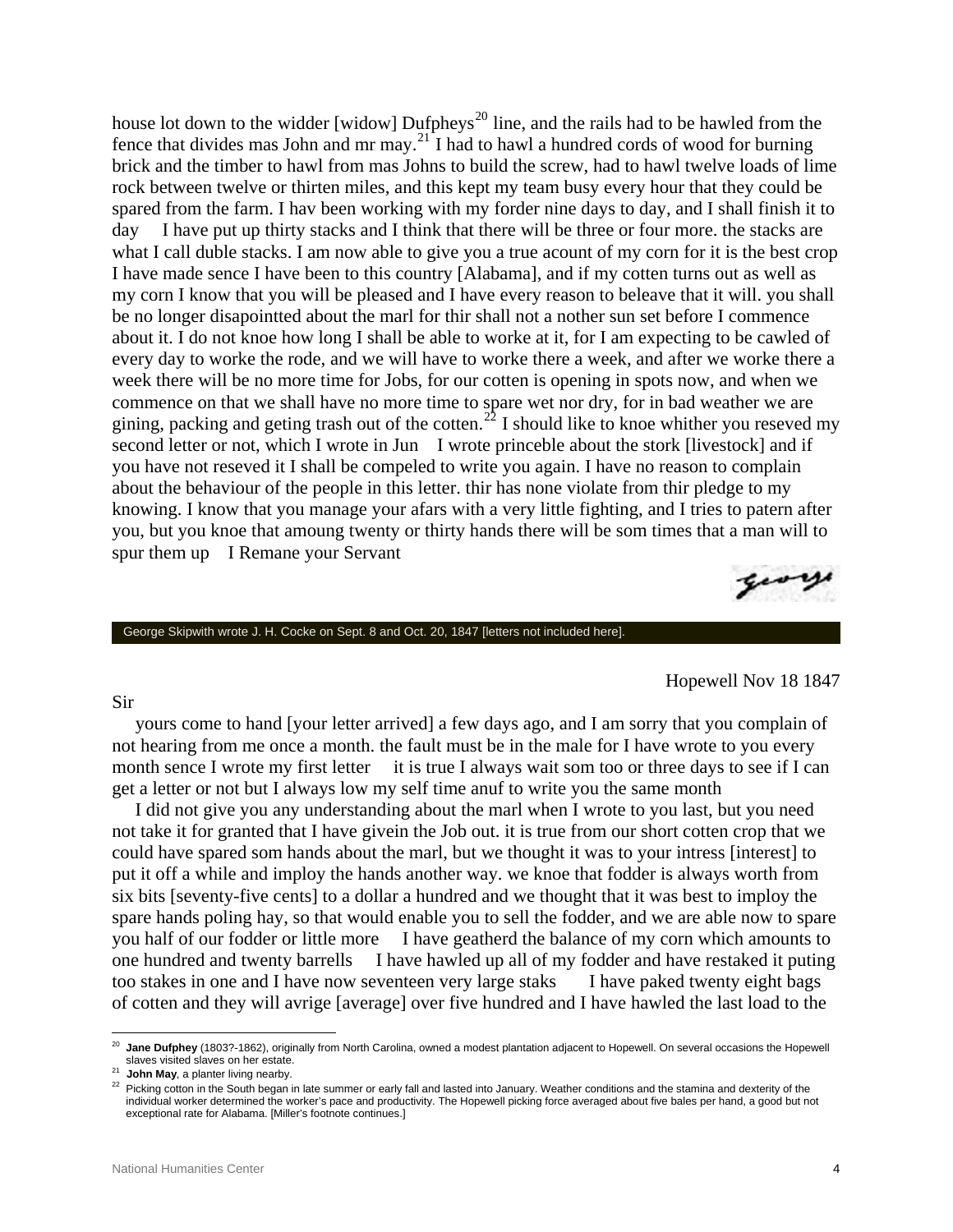house lot down to the widder [widow] Dufpheys[20] line, and the rails had to be hawled from the fence that divides mas John and mr may.[21] I had to hawl a hundred cords of wood for burning brick and the timber to hawl from mas Johns to build the screw, had to hawl twelve loads of lime rock between twelve or thirten miles, and this kept my team busy every hour that they could be spared from the farm. I hav been working with my forder nine days to day, and I shall finish it to day    I have put up thirty stacks and I think that there will be three or four more. the stacks are what I call duble stacks. I am now able to give you a true acount of my corn for it is the best crop I have made sence I have been to this country [Alabama], and if my cotten turns out as well as my corn I know that you will be pleased and I have every reason to beleave that it will. you shall be no longer disapointted about the marl for thir shall not a nother sun set before I commence about it. I do not knoe how long I shall be able to worke at it, for I am expecting to be cawled of every day to worke the rode, and we will have to worke there a week, and after we worke there a week there will be no more time for Jobs, for our cotten is opening in spots now, and when we commence on that we shall have no more time to spare wet nor dry, for in bad weather we are gining, packing and geting trash out of the cotten.[22] I should like to knoe whither you reseved my second letter or not, which I wrote in Jun    I wrote princeble about the stork [livestock] and if you have not reseved it I shall be compeled to write you again. I have no reason to complain about the behaviour of the people in this letter. thir has none violate from thir pledge to my knowing. I know that you manage your afars with a very little fighting, and I tries to patern after you, but you knoe that amoung twenty or thirty hands there will be som times that a man will to spur them up    I Remane your Servant

George

George Skipwith wrote J. H. Cocke on Sept. 8 and Oct. 20, 1847 [letters not included here].

Hopewell Nov 18 1847

Sir

yours come to hand [your letter arrived] a few days ago, and I am sorry that you complain of not hearing from me once a month. the fault must be in the male for I have wrote to you every month sence I wrote my first letter    it is true I always wait som too or three days to see if I can get a letter or not but I always low my self time anuf to write you the same month

I did not give you any understanding about the marl when I wrote to you last, but you need not take it for granted that I have givein the Job out. it is true from our short cotten crop that we could have spared som hands about the marl, but we thought it was to your intress [interest] to put it off a while and imploy the hands another way. we knoe that fodder is always worth from six bits [seventy-five cents] to a dollar a hundred and we thought that it was best to imploy the spare hands poling hay, so that would enable you to sell the fodder, and we are able now to spare you half of our fodder or little more    I have geatherd the balance of my corn which amounts to one hundred and twenty barrells    I have hawled up all of my fodder and have restaked it puting too stakes in one and I have now seventeen very large staks    I have paked twenty eight bags of cotten and they will avrige [average] over five hundred and I have hawled the last load to the

---

[20] **Jane Dufphey** (1803?-1862), originally from North Carolina, owned a modest plantation adjacent to Hopewell. On several occasions the Hopewell slaves visited slaves on her estate.

[21] **John May**, a planter living nearby.

[22] Picking cotton in the South began in late summer or early fall and lasted into January. Weather conditions and the stamina and dexterity of the individual worker determined the worker's pace and productivity. The Hopewell picking force averaged about five bales per hand, a good but not exceptional rate for Alabama. [Miller's footnote continues.]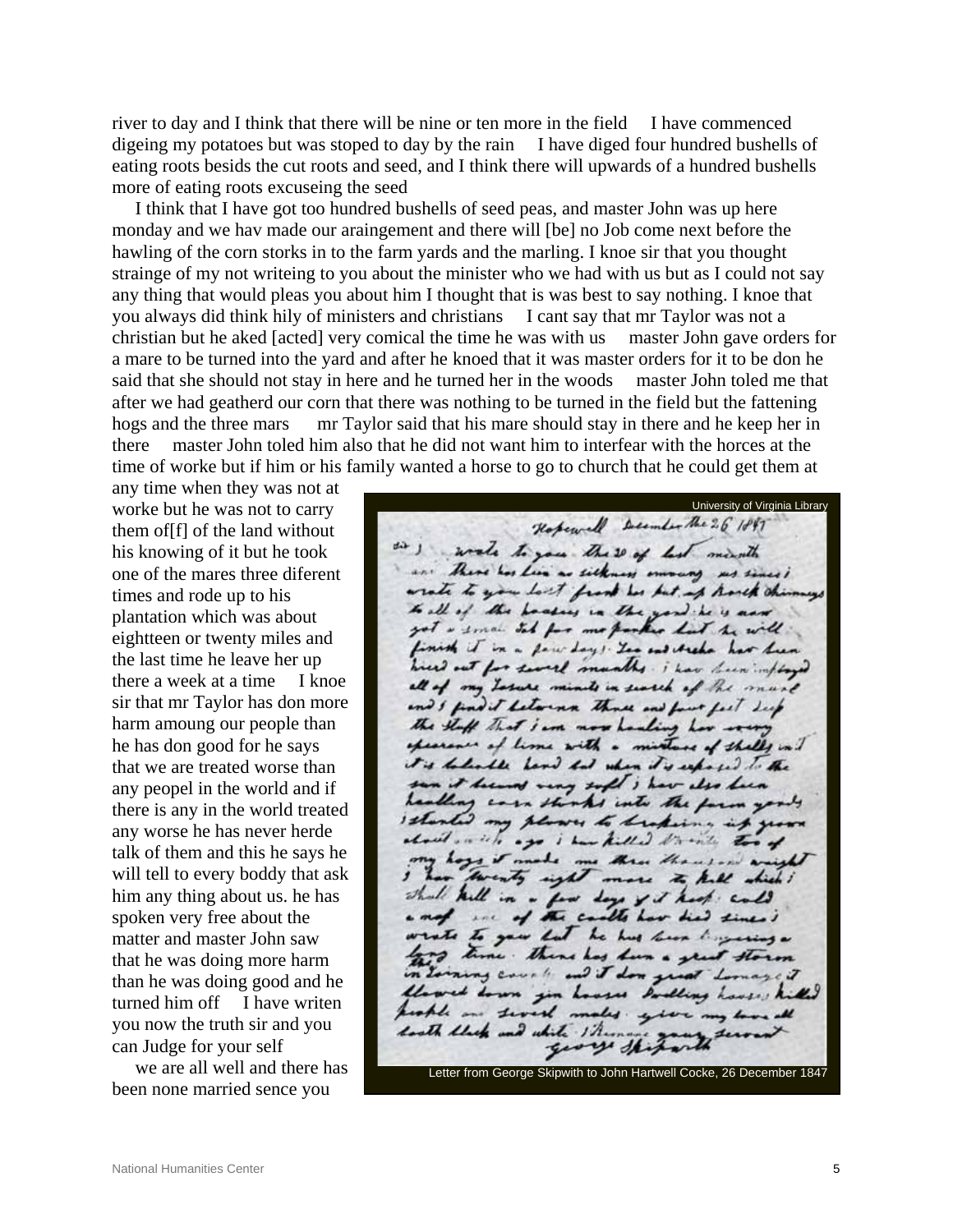river to day and I think that there will be nine or ten more in the field   I have commenced digeing my potatoes but was stoped to day by the rain   I have diged four hundred bushells of eating roots besids the cut roots and seed, and I think there will upwards of a hundred bushells more of eating roots excuseing the seed

I think that I have got too hundred bushells of seed peas, and master John was up here monday and we hav made our araingement and there will [be] no Job come next before the hawling of the corn storks in to the farm yards and the marling. I knoe sir that you thought strainge of my not writeing to you about the minister who we had with us but as I could not say any thing that would pleas you about him I thought that is was best to say nothing. I knoe that you always did think hily of ministers and christians   I cant say that mr Taylor was not a christian but he aked [acted] very comical the time he was with us   master John gave orders for a mare to be turned into the yard and after he knoed that it was master orders for it to be don he said that she should not stay in here and he turned her in the woods   master John toled me that after we had geatherd our corn that there was nothing to be turned in the field but the fattening hogs and the three mars   mr Taylor said that his mare should stay in there and he keep her in there   master John toled him also that he did not want him to interfear with the horces at the time of worke but if him or his family wanted a horse to go to church that he could get them at any time when they was not at worke but he was not to carry them of[f] of the land without his knowing of it but he took one of the mares three diferent times and rode up to his plantation which was about eightteen or twenty miles and the last time he leave her up there a week at a time   I knoe sir that mr Taylor has don more harm amoung our people than he has don good for he says that we are treated worse than any peopel in the world and if there is any in the world treated any worse he has never herde talk of them and this he says he will tell to every boddy that ask him any thing about us. he has spoken very free about the matter and master John saw that he was doing more harm than he was doing good and he turned him off   I have writen you now the truth sir and you can Judge for your self

University of Virginia Library

Letter from George Skipwith to John Hartwell Cocke, 26 December 1847

we are all well and there has been none married sence you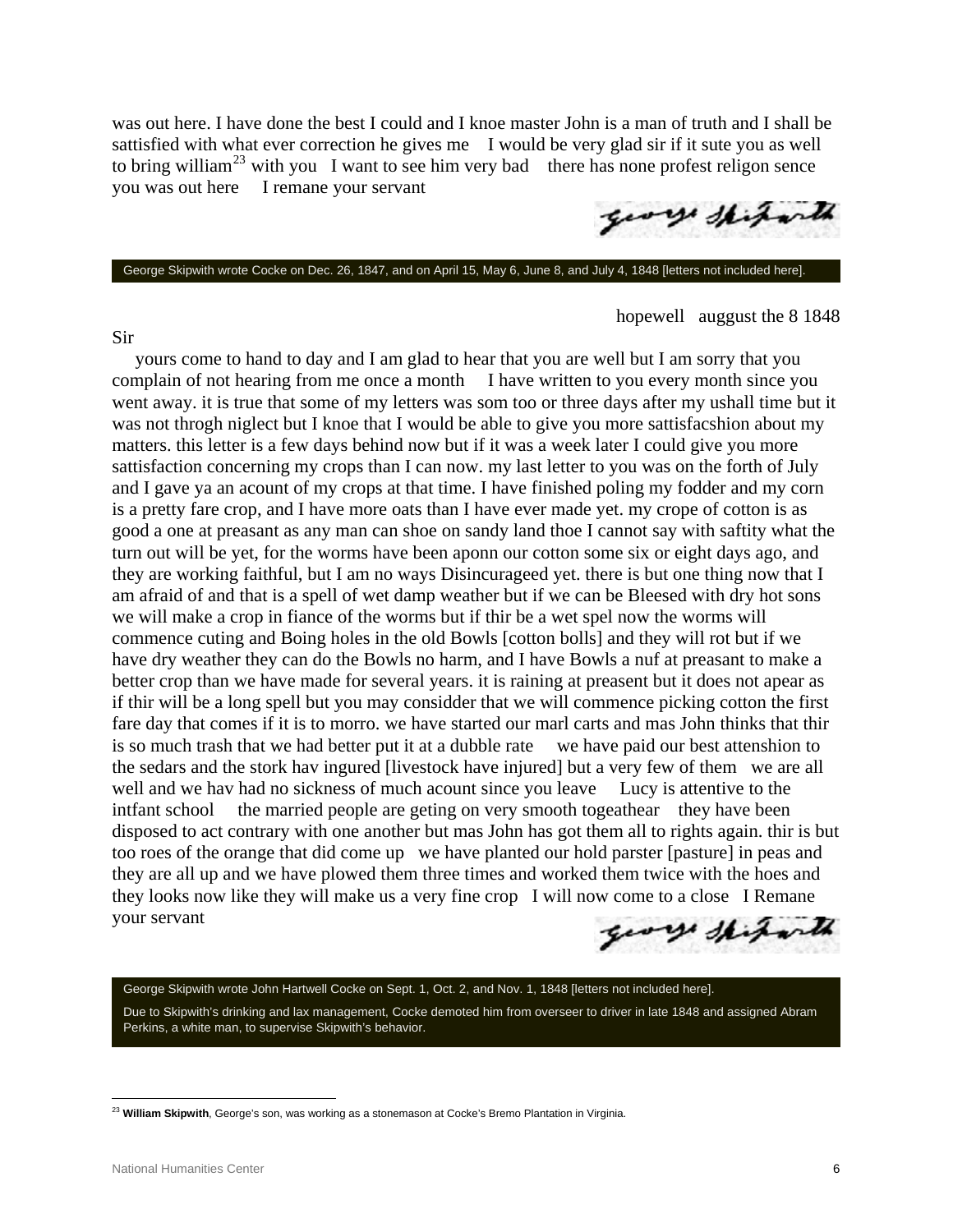was out here. I have done the best I could and I knoe master John is a man of truth and I shall be sattisfied with what ever correction he gives me I would be very glad sir if it sute you as well to bring william[23] with you I want to see him very bad there has none profest religon sence you was out here I remane your servant

George Skipwith

George Skipwith wrote Cocke on Dec. 26, 1847, and on April 15, May 6, June 8, and July 4, 1848 [letters not included here].

hopewell auggust the 8 1848

Sir

yours come to hand to day and I am glad to hear that you are well but I am sorry that you complain of not hearing from me once a month I have written to you every month since you went away. it is true that some of my letters was som too or three days after my ushall time but it was not throgh niglect but I knoe that I would be able to give you more sattisfacshion about my matters. this letter is a few days behind now but if it was a week later I could give you more sattisfaction concerning my crops than I can now. my last letter to you was on the forth of July and I gave ya an acount of my crops at that time. I have finished poling my fodder and my corn is a pretty fare crop, and I have more oats than I have ever made yet. my crope of cotton is as good a one at preasant as any man can shoe on sandy land thoe I cannot say with saftity what the turn out will be yet, for the worms have been aponn our cotton some six or eight days ago, and they are working faithful, but I am no ways Disincurageed yet. there is but one thing now that I am afraid of and that is a spell of wet damp weather but if we can be Bleesed with dry hot sons we will make a crop in fiance of the worms but if thir be a wet spel now the worms will commence cuting and Boing holes in the old Bowls [cotton bolls] and they will rot but if we have dry weather they can do the Bowls no harm, and I have Bowls a nuf at preasant to make a better crop than we have made for several years. it is raining at preasent but it does not apear as if thir will be a long spell but you may considder that we will commence picking cotton the first fare day that comes if it is to morro. we have started our marl carts and mas John thinks that thir is so much trash that we had better put it at a dubble rate we have paid our best attenshion to the sedars and the stork hav ingured [livestock have injured] but a very few of them we are all well and we hav had no sickness of much acount since you leave Lucy is attentive to the intfant school the married people are geting on very smooth togeathear they have been disposed to act contrary with one another but mas John has got them all to rights again. thir is but too roes of the orange that did come up we have planted our hold parster [pasture] in peas and they are all up and we have plowed them three times and worked them twice with the hoes and they looks now like they will make us a very fine crop I will now come to a close I Remane your servant

George Skipwith

George Skipwith wrote John Hartwell Cocke on Sept. 1, Oct. 2, and Nov. 1, 1848 [letters not included here].

Due to Skipwith's drinking and lax management, Cocke demoted him from overseer to driver in late 1848 and assigned Abram Perkins, a white man, to supervise Skipwith's behavior.

[23] **William Skipwith**, George's son, was working as a stonemason at Cocke's Bremo Plantation in Virginia.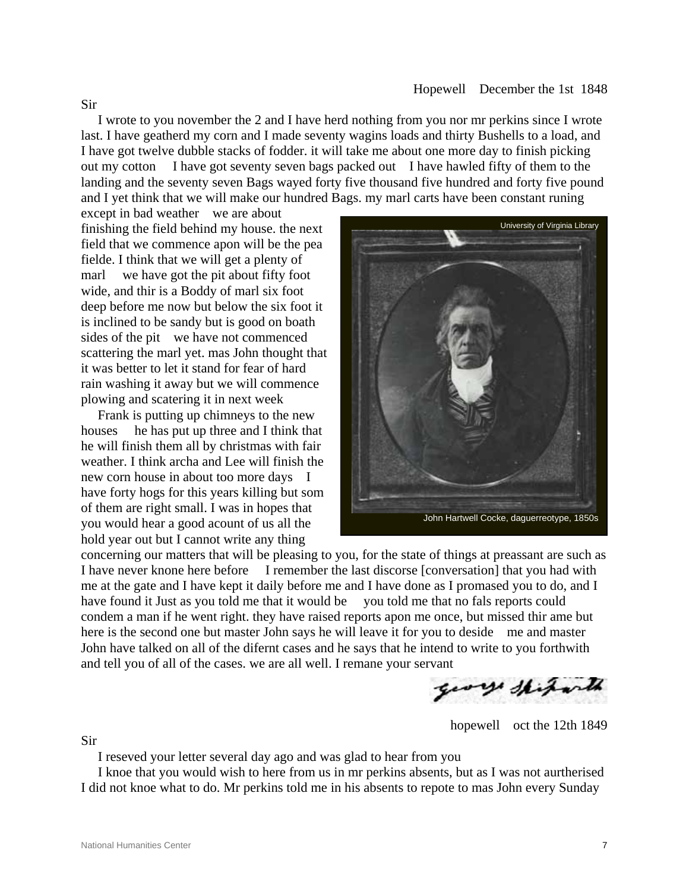Hopewell December the 1st 1848

Sir

I wrote to you november the 2 and I have herd nothing from you nor mr perkins since I wrote last. I have geatherd my corn and I made seventy wagins loads and thirty Bushells to a load, and I have got twelve dubble stacks of fodder. it will take me about one more day to finish picking out my cotton I have got seventy seven bags packed out I have hawled fifty of them to the landing and the seventy seven Bags wayed forty five thousand five hundred and forty five pound and I yet think that we will make our hundred Bags. my marl carts have been constant runing except in bad weather we are about finishing the field behind my house. the next field that we commence apon will be the pea fielde. I think that we will get a plenty of marl we have got the pit about fifty foot wide, and thir is a Boddy of marl six foot deep before me now but below the six foot it is inclined to be sandy but is good on boath sides of the pit we have not commenced scattering the marl yet. mas John thought that it was better to let it stand for fear of hard rain washing it away but we will commence plowing and scatering it in next week

University of Virginia Library

John Hartwell Cocke, daguerreotype, 1850s

Frank is putting up chimneys to the new houses he has put up three and I think that he will finish them all by christmas with fair weather. I think archa and Lee will finish the new corn house in about too more days I have forty hogs for this years killing but som of them are right small. I was in hopes that you would hear a good acount of us all the hold year out but I cannot write any thing concerning our matters that will be pleasing to you, for the state of things at preassant are such as I have never knone here before I remember the last discorse [conversation] that you had with me at the gate and I have kept it daily before me and I have done as I promased you to do, and I have found it Just as you told me that it would be you told me that no fals reports could condem a man if he went right. they have raised reports apon me once, but missed thir ame but here is the second one but master John says he will leave it for you to deside me and master John have talked on all of the difernt cases and he says that he intend to write to you forthwith and tell you of all of the cases. we are all well. I remane your servant

George Skipwith

hopewell oct the 12th 1849

Sir

I reseved your letter several day ago and was glad to hear from you

I knoe that you would wish to here from us in mr perkins absents, but as I was not aurtherised I did not knoe what to do. Mr perkins told me in his absents to repote to mas John every Sunday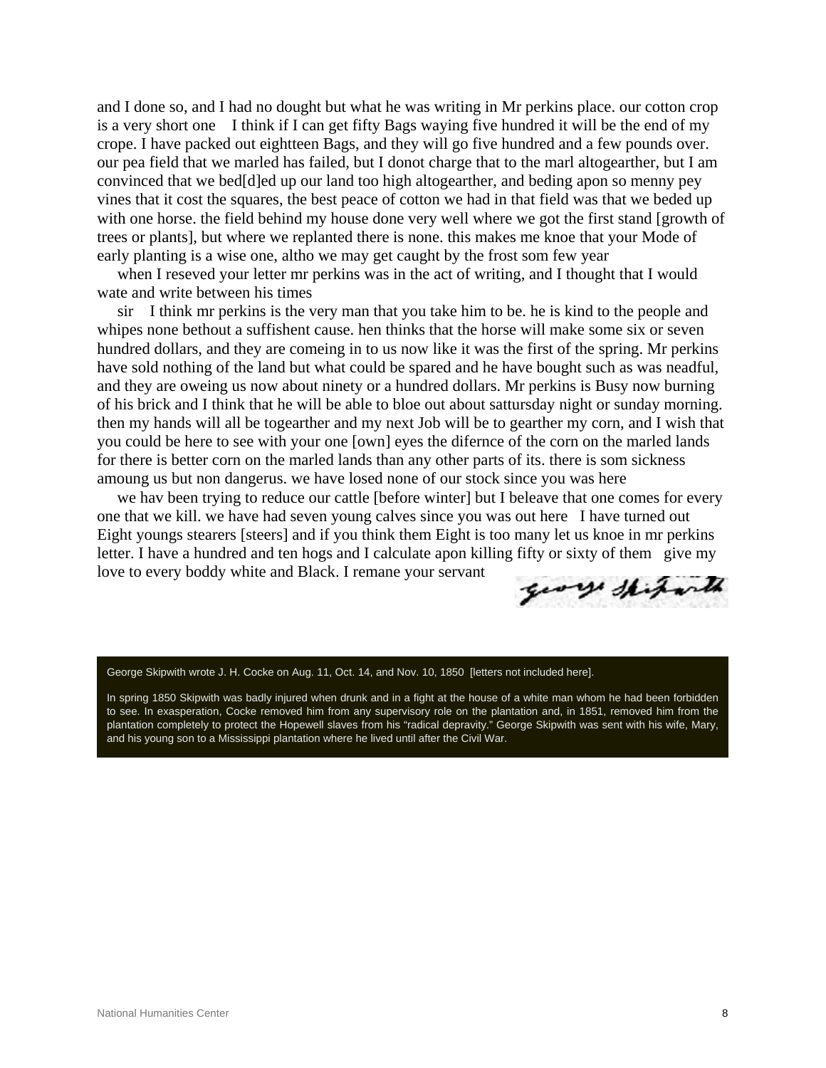and I done so, and I had no dought but what he was writing in Mr perkins place. our cotton crop is a very short one I think if I can get fifty Bags waying five hundred it will be the end of my crope. I have packed out eighteen Bags, and they will go five hundred and a few pounds over. our pea field that we marled has failed, but I donot charge that to the marl altogearther, but I am convinced that we bed[d]ed up our land too high altogearther, and beding apon so menny pey vines that it cost the squares, the best peace of cotton we had in that field was that we beded up with one horse. the field behind my house done very well where we got the first stand [growth of trees or plants], but where we replanted there is none. this makes me knoe that your Mode of early planting is a wise one, altho we may get caught by the frost som few year

when I reseved your letter mr perkins was in the act of writing, and I thought that I would wate and write between his times

sir I think mr perkins is the very man that you take him to be. he is kind to the people and whipes none bethout a suffishent cause. hen thinks that the horse will make some six or seven hundred dollars, and they are comeing in to us now like it was the first of the spring. Mr perkins have sold nothing of the land but what could be spared and he have bought such as was neadful, and they are oweing us now about ninety or a hundred dollars. Mr perkins is Busy now burning of his brick and I think that he will be able to bloe out about sattursday night or sunday morning. then my hands will all be togearther and my next Job will be to gearther my corn, and I wish that you could be here to see with your one [own] eyes the difernce of the corn on the marled lands for there is better corn on the marled lands than any other parts of its. there is som sickness amoung us but non dangerus. we have losed none of our stock since you was here

we hav been trying to reduce our cattle [before winter] but I beleave that one comes for every one that we kill. we have had seven young calves since you was out here I have turned out Eight youngs stearers [steers] and if you think them Eight is too many let us knoe in mr perkins letter. I have a hundred and ten hogs and I calculate apon killing fifty or sixty of them give my love to every boddy white and Black. I remane your servant

George Skipwith

George Skipwith wrote J. H. Cocke on Aug. 11, Oct. 14, and Nov. 10, 1850 [letters not included here].

In spring 1850 Skipwith was badly injured when drunk and in a fight at the house of a white man whom he had been forbidden to see. In exasperation, Cocke removed him from any supervisory role on the plantation and, in 1851, removed him from the plantation completely to protect the Hopewell slaves from his "radical depravity." George Skipwith was sent with his wife, Mary, and his young son to a Mississippi plantation where he lived until after the Civil War.